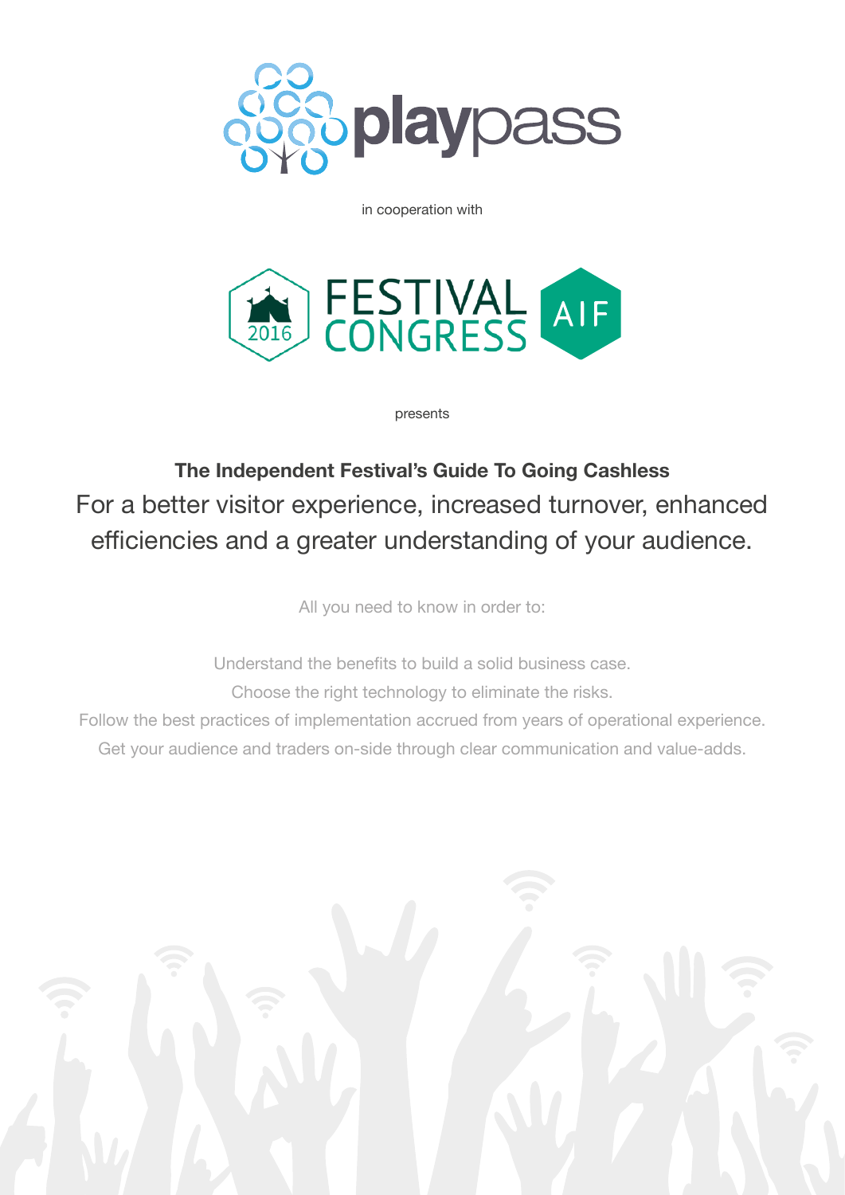playpass

in cooperation with

FESTIVAL CONGRESS 2016 AIF

presents

# The Independent Festival's Guide To Going Cashless

For a better visitor experience, increased turnover, enhanced efficiencies and a greater understanding of your audience.

All you need to know in order to:

Understand the benefits to build a solid business case.

Choose the right technology to eliminate the risks.

Follow the best practices of implementation accrued from years of operational experience.

Get your audience and traders on-side through clear communication and value-adds.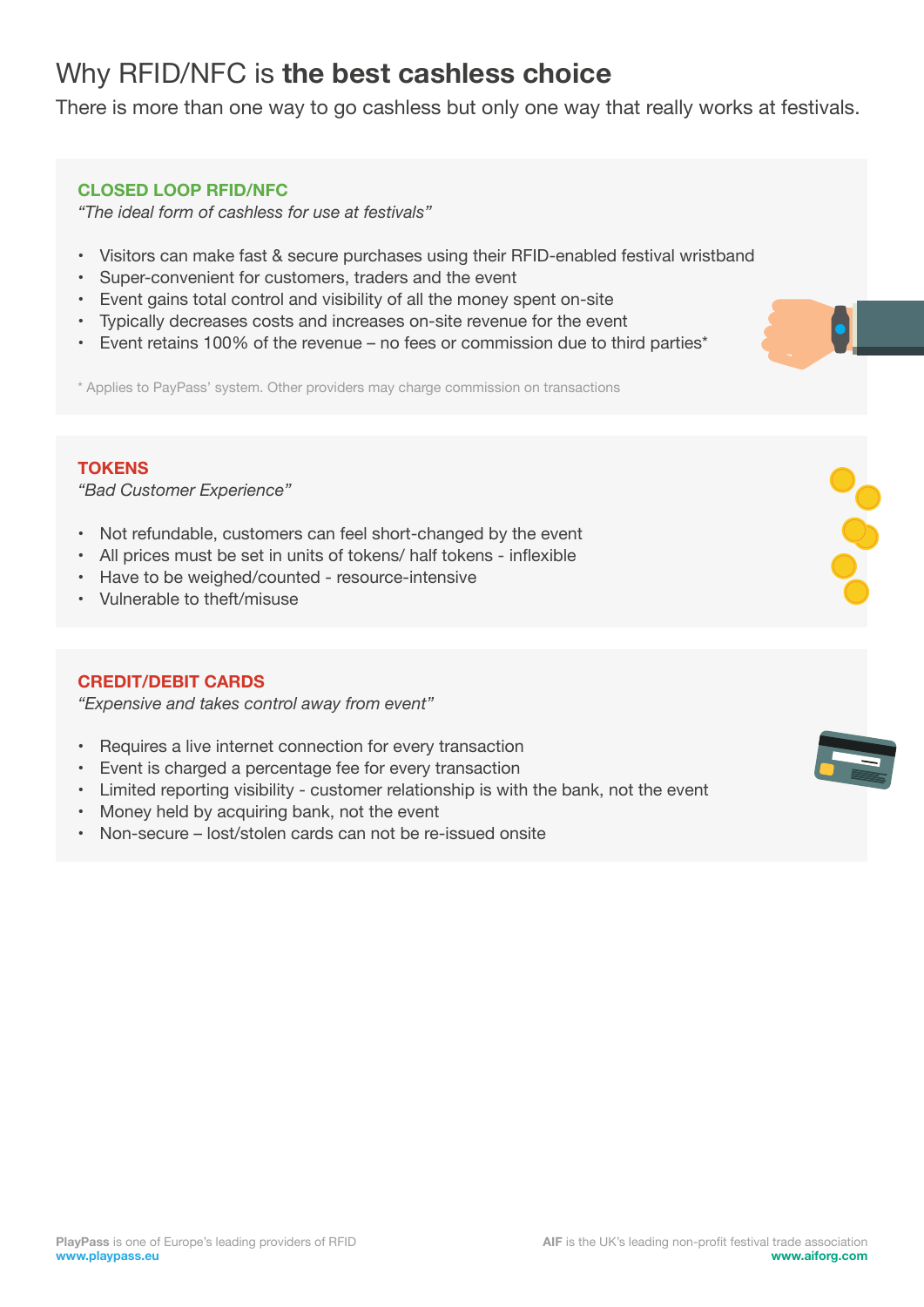# Why RFID/NFC is **the best cashless choice**

There is more than one way to go cashless but only one way that really works at festivals.

## CLOSED LOOP RFID/NFC

*"The ideal form of cashless for use at festivals"*

- Visitors can make fast & secure purchases using their RFID-enabled festival wristband
- Super-convenient for customers, traders and the event
- Event gains total control and visibility of all the money spent on-site
- Typically decreases costs and increases on-site revenue for the event
- Event retains 100% of the revenue – no fees or commission due to third parties*

\* Applies to PayPass' system. Other providers may charge commission on transactions

## TOKENS

*"Bad Customer Experience"*

- Not refundable, customers can feel short-changed by the event
- All prices must be set in units of tokens/ half tokens - inflexible
- Have to be weighed/counted - resource-intensive
- Vulnerable to theft/misuse

## CREDIT/DEBIT CARDS

*"Expensive and takes control away from event"*

- Requires a live internet connection for every transaction
- Event is charged a percentage fee for every transaction
- Limited reporting visibility - customer relationship is with the bank, not the event
- Money held by acquiring bank, not the event
- Non-secure – lost/stolen cards can not be re-issued onsite

**PlayPass** is one of Europe's leading providers of RFID
**www.playpass.eu**

**AIF** is the UK's leading non-profit festival trade association
**www.aiforg.com**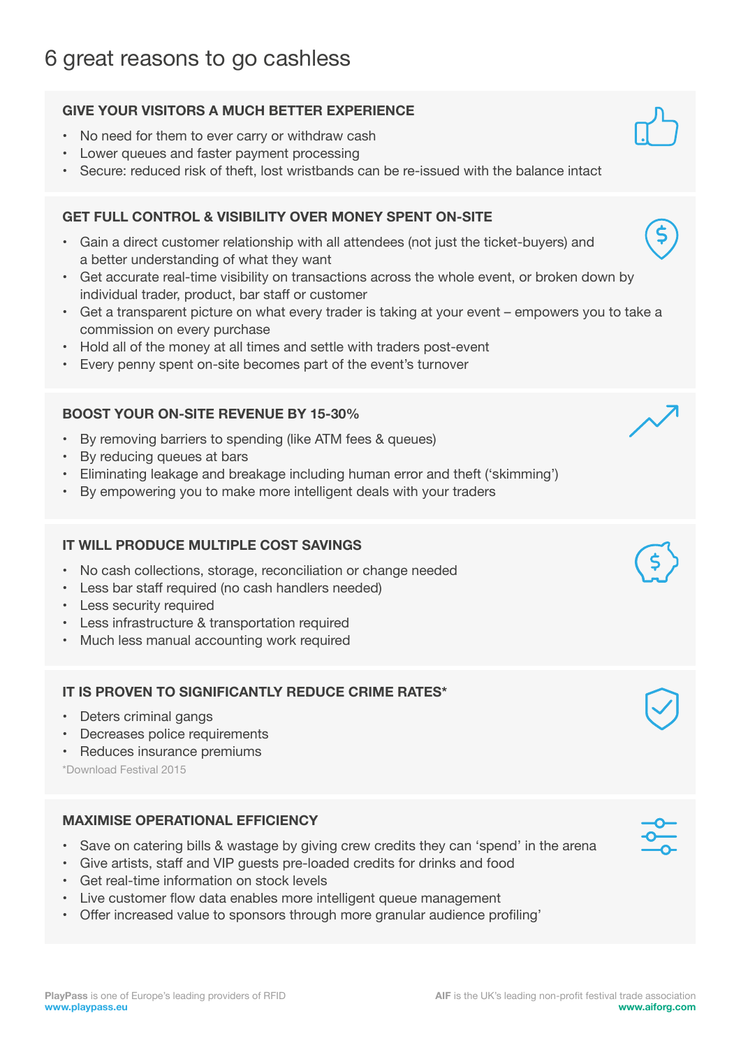# 6 great reasons to go cashless

## GIVE YOUR VISITORS A MUCH BETTER EXPERIENCE

- No need for them to ever carry or withdraw cash
- Lower queues and faster payment processing
- Secure: reduced risk of theft, lost wristbands can be re-issued with the balance intact

## GET FULL CONTROL & VISIBILITY OVER MONEY SPENT ON-SITE

- Gain a direct customer relationship with all attendees (not just the ticket-buyers) and a better understanding of what they want
- Get accurate real-time visibility on transactions across the whole event, or broken down by individual trader, product, bar staff or customer
- Get a transparent picture on what every trader is taking at your event – empowers you to take a commission on every purchase
- Hold all of the money at all times and settle with traders post-event
- Every penny spent on-site becomes part of the event's turnover

## BOOST YOUR ON-SITE REVENUE BY 15-30%

- By removing barriers to spending (like ATM fees & queues)
- By reducing queues at bars
- Eliminating leakage and breakage including human error and theft ('skimming')
- By empowering you to make more intelligent deals with your traders

## IT WILL PRODUCE MULTIPLE COST SAVINGS

- No cash collections, storage, reconciliation or change needed
- Less bar staff required (no cash handlers needed)
- Less security required
- Less infrastructure & transportation required
- Much less manual accounting work required

## IT IS PROVEN TO SIGNIFICANTLY REDUCE CRIME RATES*

- Deters criminal gangs
- Decreases police requirements
- Reduces insurance premiums

*Download Festival 2015

## MAXIMISE OPERATIONAL EFFICIENCY

- Save on catering bills & wastage by giving crew credits they can 'spend' in the arena
- Give artists, staff and VIP guests pre-loaded credits for drinks and food
- Get real-time information on stock levels
- Live customer flow data enables more intelligent queue management
- Offer increased value to sponsors through more granular audience profiling'

**PlayPass** is one of Europe's leading providers of RFID
**www.playpass.eu**

**AIF** is the UK's leading non-profit festival trade association
**www.aiforg.com**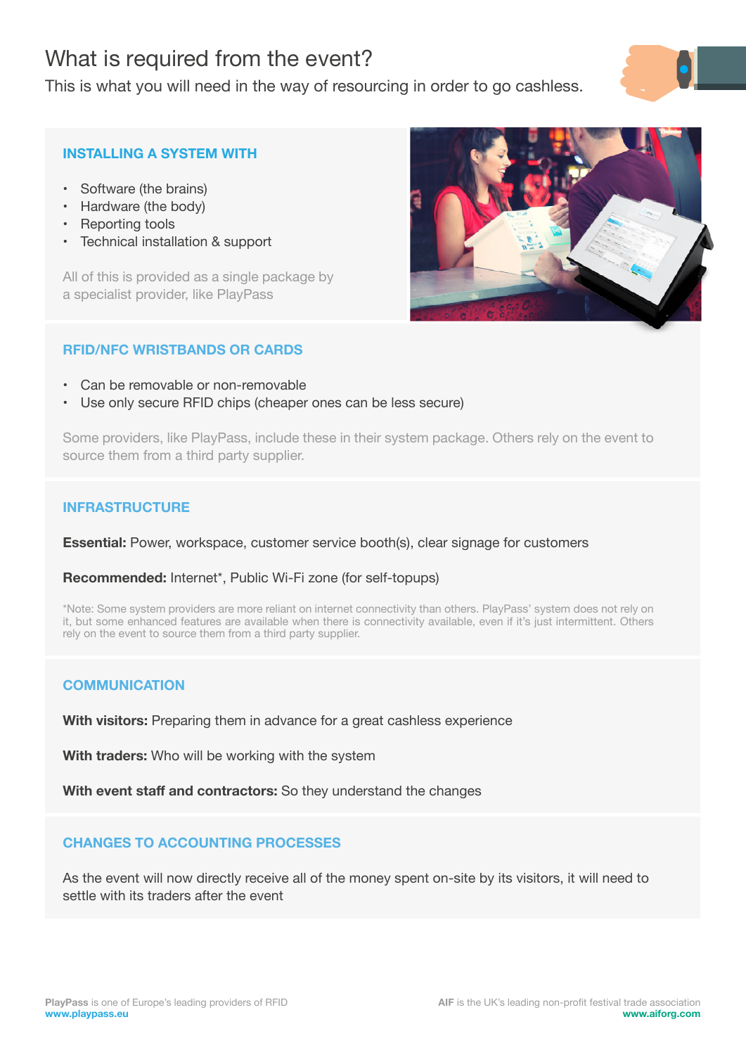# What is required from the event?

This is what you will need in the way of resourcing in order to go cashless.

## INSTALLING A SYSTEM WITH

- Software (the brains)
- Hardware (the body)
- Reporting tools
- Technical installation & support

All of this is provided as a single package by a specialist provider, like PlayPass

## RFID/NFC WRISTBANDS OR CARDS

- Can be removable or non-removable
- Use only secure RFID chips (cheaper ones can be less secure)

Some providers, like PlayPass, include these in their system package. Others rely on the event to source them from a third party supplier.

## INFRASTRUCTURE

**Essential:** Power, workspace, customer service booth(s), clear signage for customers

**Recommended:** Internet*, Public Wi-Fi zone (for self-topups)

*Note: Some system providers are more reliant on internet connectivity than others. PlayPass' system does not rely on it, but some enhanced features are available when there is connectivity available, even if it's just intermittent. Others rely on the event to source them from a third party supplier.

## COMMUNICATION

**With visitors:** Preparing them in advance for a great cashless experience

**With traders:** Who will be working with the system

**With event staff and contractors:** So they understand the changes

## CHANGES TO ACCOUNTING PROCESSES

As the event will now directly receive all of the money spent on-site by its visitors, it will need to settle with its traders after the event

**PlayPass** is one of Europe's leading providers of RFID
www.playpass.eu

**AIF** is the UK's leading non-profit festival trade association
www.aiforg.com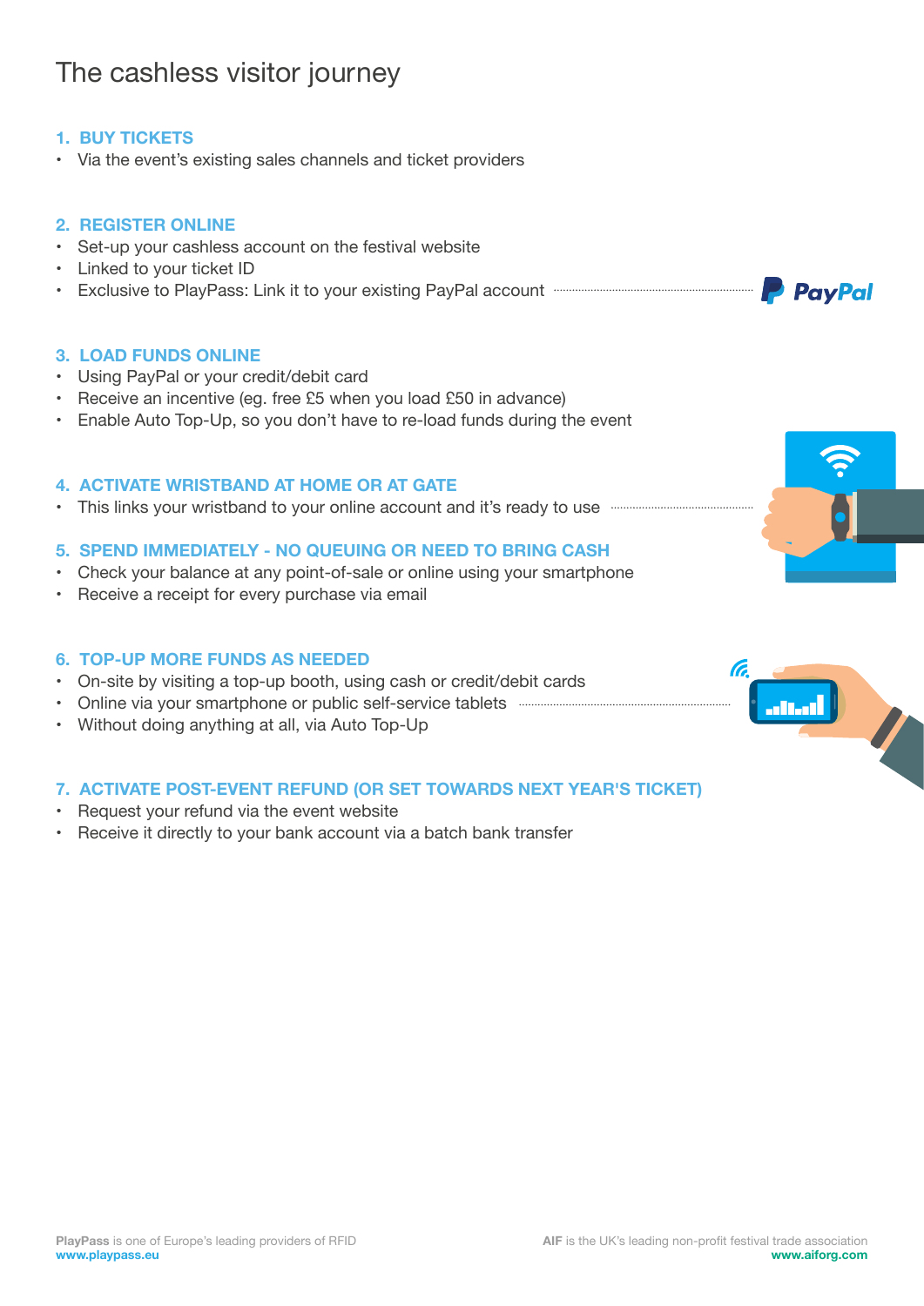# The cashless visitor journey

### 1. BUY TICKETS

- Via the event's existing sales channels and ticket providers

### 2. REGISTER ONLINE

- Set-up your cashless account on the festival website
- Linked to your ticket ID
- Exclusive to PlayPass: Link it to your existing PayPal account

### 3. LOAD FUNDS ONLINE

- Using PayPal or your credit/debit card
- Receive an incentive (eg. free £5 when you load £50 in advance)
- Enable Auto Top-Up, so you don't have to re-load funds during the event

### 4. ACTIVATE WRISTBAND AT HOME OR AT GATE

- This links your wristband to your online account and it's ready to use

### 5. SPEND IMMEDIATELY - NO QUEUING OR NEED TO BRING CASH

- Check your balance at any point-of-sale or online using your smartphone
- Receive a receipt for every purchase via email

### 6. TOP-UP MORE FUNDS AS NEEDED

- On-site by visiting a top-up booth, using cash or credit/debit cards
- Online via your smartphone or public self-service tablets
- Without doing anything at all, via Auto Top-Up

### 7. ACTIVATE POST-EVENT REFUND (OR SET TOWARDS NEXT YEAR'S TICKET)

- Request your refund via the event website
- Receive it directly to your bank account via a batch bank transfer

**PlayPass** is one of Europe's leading providers of RFID
www.playpass.eu

**AIF** is the UK's leading non-profit festival trade association
www.aiforg.com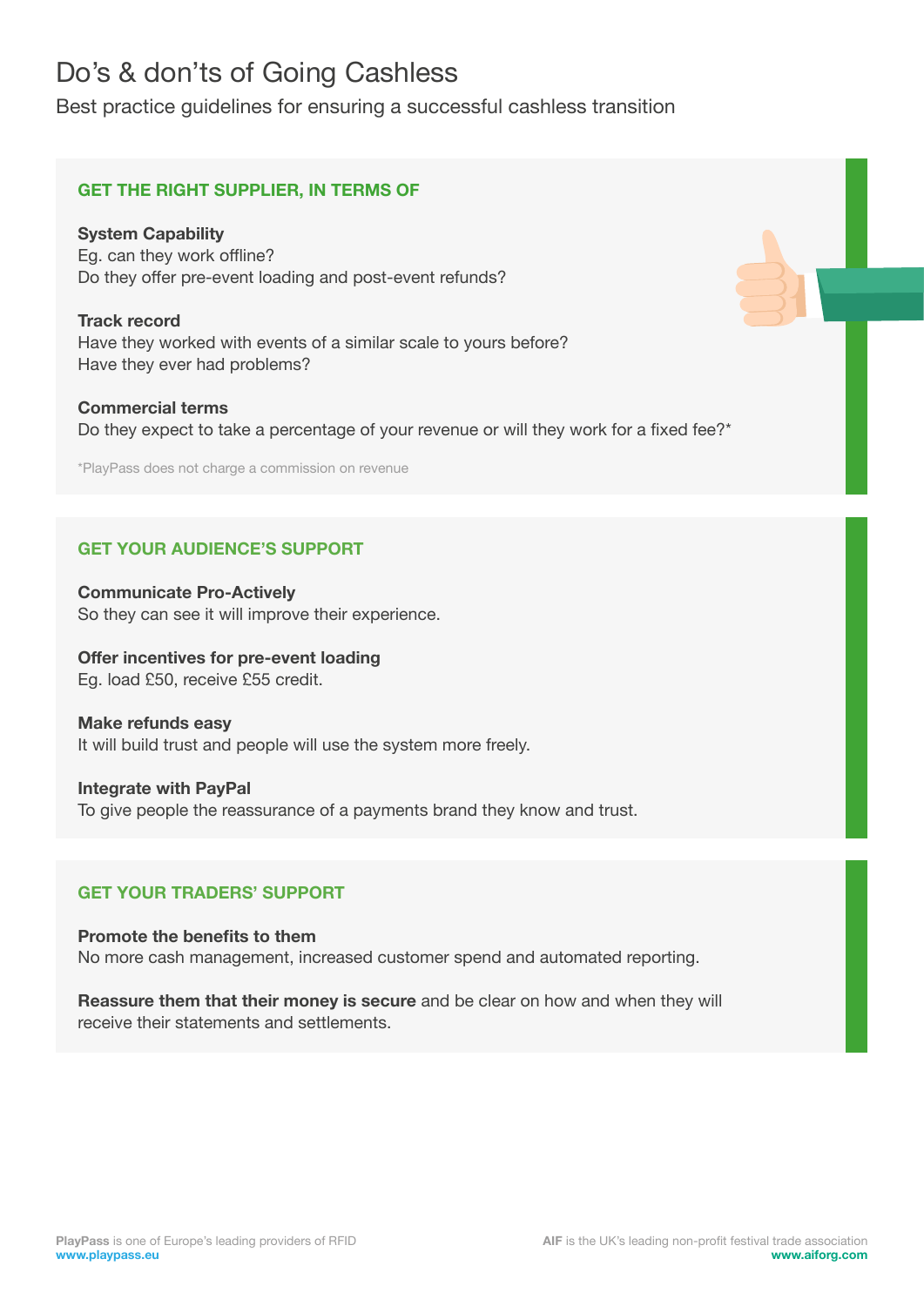# Do's & don'ts of Going Cashless

Best practice guidelines for ensuring a successful cashless transition

## GET THE RIGHT SUPPLIER, IN TERMS OF

**System Capability**
Eg. can they work offline?
Do they offer pre-event loading and post-event refunds?

**Track record**
Have they worked with events of a similar scale to yours before?
Have they ever had problems?

**Commercial terms**
Do they expect to take a percentage of your revenue or will they work for a fixed fee?*

*PlayPass does not charge a commission on revenue

## GET YOUR AUDIENCE'S SUPPORT

**Communicate Pro-Actively**
So they can see it will improve their experience.

**Offer incentives for pre-event loading**
Eg. load £50, receive £55 credit.

**Make refunds easy**
It will build trust and people will use the system more freely.

**Integrate with PayPal**
To give people the reassurance of a payments brand they know and trust.

## GET YOUR TRADERS' SUPPORT

**Promote the benefits to them**
No more cash management, increased customer spend and automated reporting.

**Reassure them that their money is secure** and be clear on how and when they will receive their statements and settlements.

**PlayPass** is one of Europe's leading providers of RFID
www.playpass.eu

**AIF** is the UK's leading non-profit festival trade association
www.aiforg.com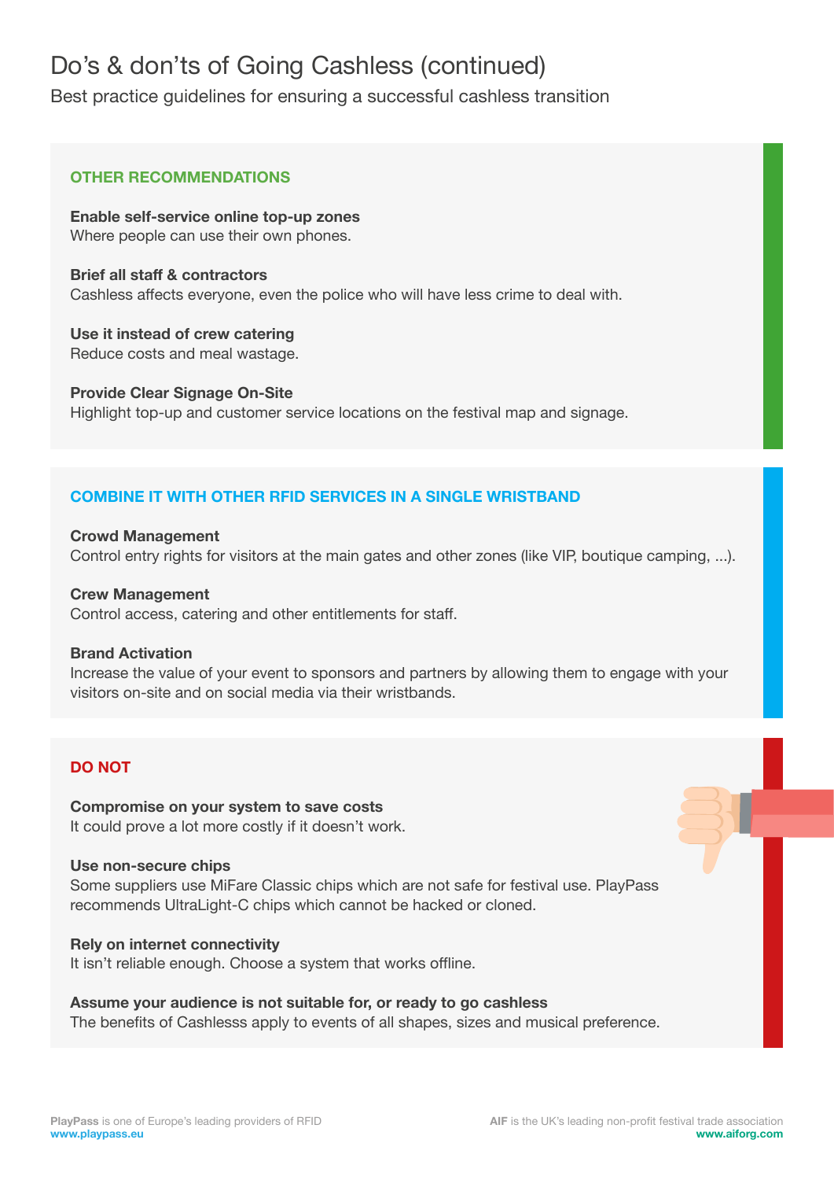# Do's & don'ts of Going Cashless (continued)

Best practice guidelines for ensuring a successful cashless transition

## OTHER RECOMMENDATIONS

**Enable self-service online top-up zones**
Where people can use their own phones.

**Brief all staff & contractors**
Cashless affects everyone, even the police who will have less crime to deal with.

**Use it instead of crew catering**
Reduce costs and meal wastage.

**Provide Clear Signage On-Site**
Highlight top-up and customer service locations on the festival map and signage.

## COMBINE IT WITH OTHER RFID SERVICES IN A SINGLE WRISTBAND

**Crowd Management**
Control entry rights for visitors at the main gates and other zones (like VIP, boutique camping, ...).

**Crew Management**
Control access, catering and other entitlements for staff.

**Brand Activation**
Increase the value of your event to sponsors and partners by allowing them to engage with your visitors on-site and on social media via their wristbands.

## DO NOT

**Compromise on your system to save costs**
It could prove a lot more costly if it doesn't work.

**Use non-secure chips**
Some suppliers use MiFare Classic chips which are not safe for festival use. PlayPass recommends UltraLight-C chips which cannot be hacked or cloned.

**Rely on internet connectivity**
It isn't reliable enough. Choose a system that works offline.

**Assume your audience is not suitable for, or ready to go cashless**
The benefits of Cashlesss apply to events of all shapes, sizes and musical preference.

**PlayPass** is one of Europe's leading providers of RFID
www.playpass.eu

**AIF** is the UK's leading non-profit festival trade association
www.aiforg.com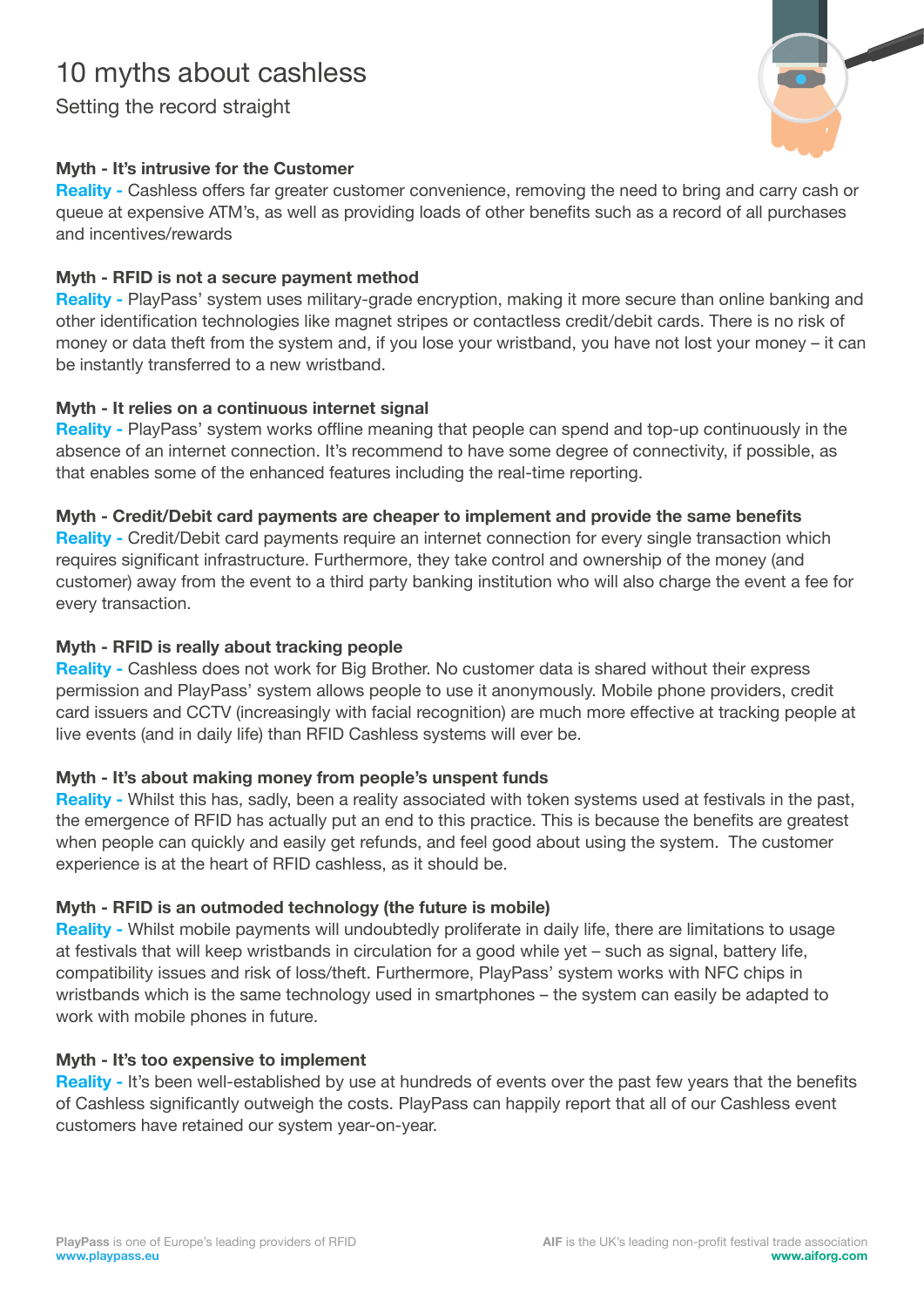# 10 myths about cashless

## Setting the record straight

**Myth - It's intrusive for the Customer**
**Reality -** Cashless offers far greater customer convenience, removing the need to bring and carry cash or queue at expensive ATM's, as well as providing loads of other benefits such as a record of all purchases and incentives/rewards

**Myth - RFID is not a secure payment method**
**Reality -** PlayPass' system uses military-grade encryption, making it more secure than online banking and other identification technologies like magnet stripes or contactless credit/debit cards. There is no risk of money or data theft from the system and, if you lose your wristband, you have not lost your money – it can be instantly transferred to a new wristband.

**Myth - It relies on a continuous internet signal**
**Reality -** PlayPass' system works offline meaning that people can spend and top-up continuously in the absence of an internet connection. It's recommend to have some degree of connectivity, if possible, as that enables some of the enhanced features including the real-time reporting.

**Myth - Credit/Debit card payments are cheaper to implement and provide the same benefits**
**Reality -** Credit/Debit card payments require an internet connection for every single transaction which requires significant infrastructure. Furthermore, they take control and ownership of the money (and customer) away from the event to a third party banking institution who will also charge the event a fee for every transaction.

**Myth - RFID is really about tracking people**
**Reality -** Cashless does not work for Big Brother. No customer data is shared without their express permission and PlayPass' system allows people to use it anonymously. Mobile phone providers, credit card issuers and CCTV (increasingly with facial recognition) are much more effective at tracking people at live events (and in daily life) than RFID Cashless systems will ever be.

**Myth - It's about making money from people's unspent funds**
**Reality -** Whilst this has, sadly, been a reality associated with token systems used at festivals in the past, the emergence of RFID has actually put an end to this practice. This is because the benefits are greatest when people can quickly and easily get refunds, and feel good about using the system. The customer experience is at the heart of RFID cashless, as it should be.

**Myth - RFID is an outmoded technology (the future is mobile)**
**Reality -** Whilst mobile payments will undoubtedly proliferate in daily life, there are limitations to usage at festivals that will keep wristbands in circulation for a good while yet – such as signal, battery life, compatibility issues and risk of loss/theft. Furthermore, PlayPass' system works with NFC chips in wristbands which is the same technology used in smartphones – the system can easily be adapted to work with mobile phones in future.

**Myth - It's too expensive to implement**
**Reality -** It's been well-established by use at hundreds of events over the past few years that the benefits of Cashless significantly outweigh the costs. PlayPass can happily report that all of our Cashless event customers have retained our system year-on-year.

**PlayPass** is one of Europe's leading providers of RFID
www.playpass.eu

**AIF** is the UK's leading non-profit festival trade association
www.aiforg.com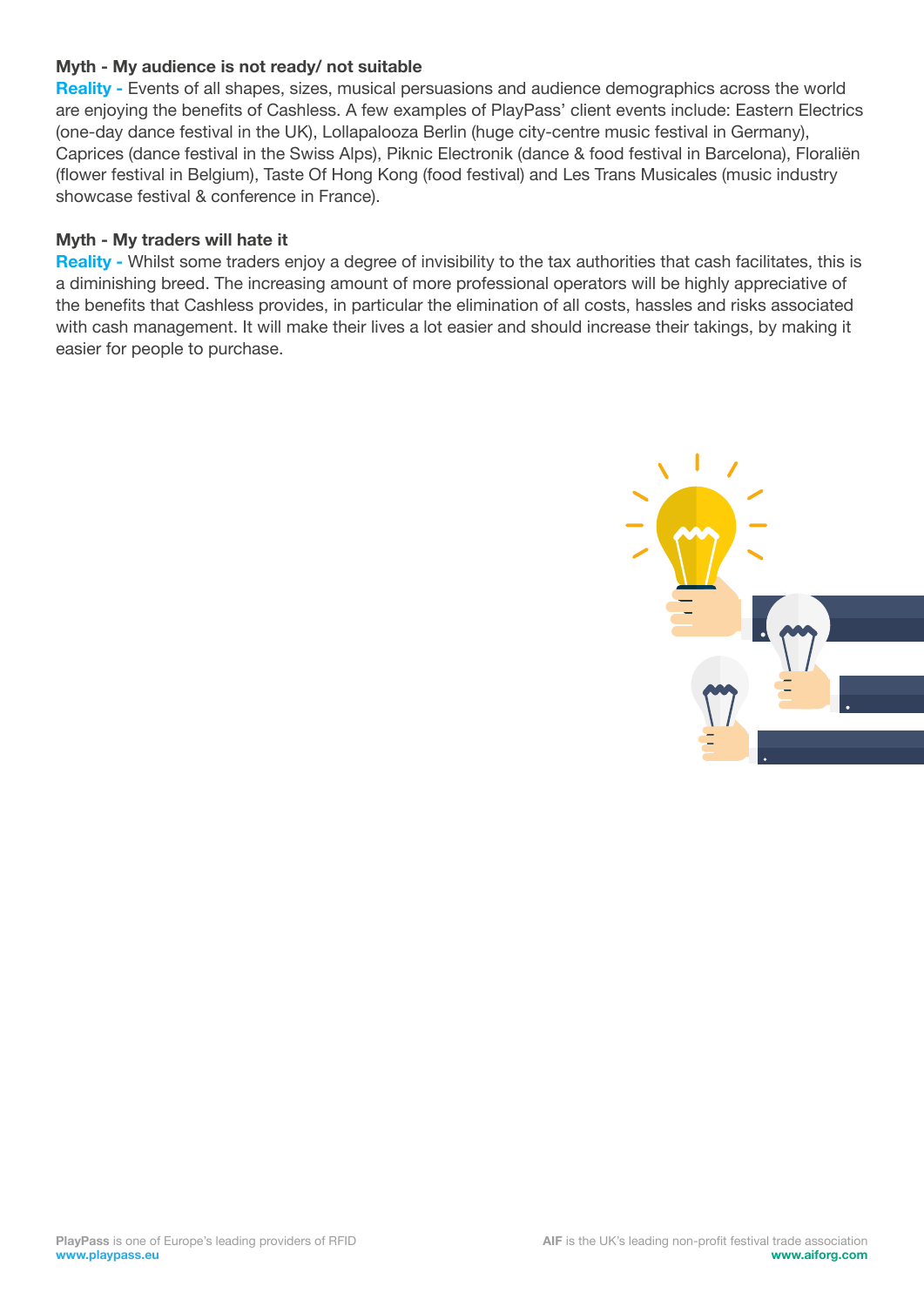**Myth - My audience is not ready/ not suitable**

**Reality -** Events of all shapes, sizes, musical persuasions and audience demographics across the world are enjoying the benefits of Cashless. A few examples of PlayPass' client events include: Eastern Electrics (one-day dance festival in the UK), Lollapalooza Berlin (huge city-centre music festival in Germany), Caprices (dance festival in the Swiss Alps), Piknic Electronik (dance & food festival in Barcelona), Floraliën (flower festival in Belgium), Taste Of Hong Kong (food festival) and Les Trans Musicales (music industry showcase festival & conference in France).

**Myth - My traders will hate it**

**Reality -** Whilst some traders enjoy a degree of invisibility to the tax authorities that cash facilitates, this is a diminishing breed. The increasing amount of more professional operators will be highly appreciative of the benefits that Cashless provides, in particular the elimination of all costs, hassles and risks associated with cash management. It will make their lives a lot easier and should increase their takings, by making it easier for people to purchase.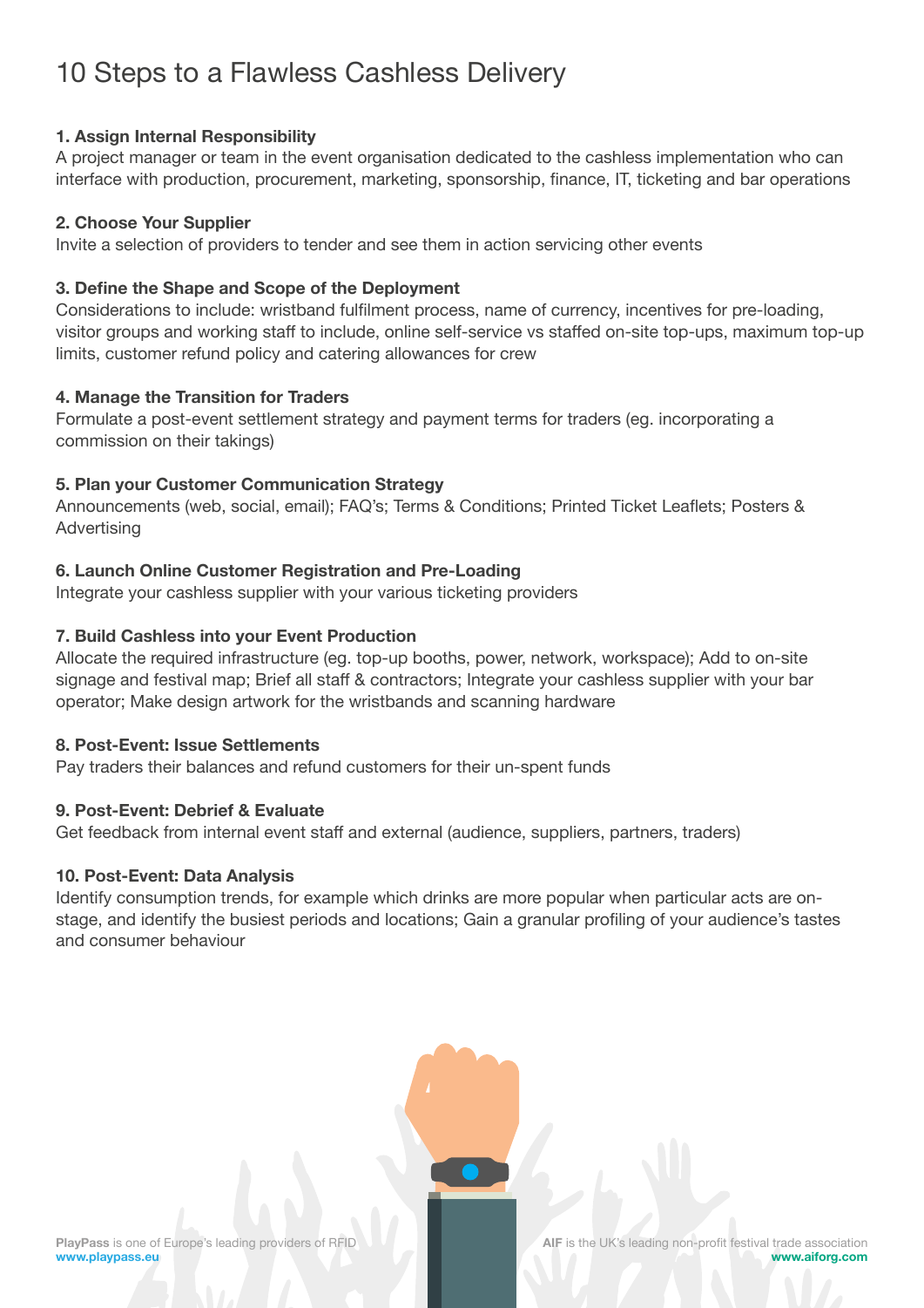# 10 Steps to a Flawless Cashless Delivery

**1. Assign Internal Responsibility**
A project manager or team in the event organisation dedicated to the cashless implementation who can interface with production, procurement, marketing, sponsorship, finance, IT, ticketing and bar operations

**2. Choose Your Supplier**
Invite a selection of providers to tender and see them in action servicing other events

**3. Define the Shape and Scope of the Deployment**
Considerations to include: wristband fulfilment process, name of currency, incentives for pre-loading, visitor groups and working staff to include, online self-service vs staffed on-site top-ups, maximum top-up limits, customer refund policy and catering allowances for crew

**4. Manage the Transition for Traders**
Formulate a post-event settlement strategy and payment terms for traders (eg. incorporating a commission on their takings)

**5. Plan your Customer Communication Strategy**
Announcements (web, social, email); FAQ's; Terms & Conditions; Printed Ticket Leaflets; Posters & Advertising

**6. Launch Online Customer Registration and Pre-Loading**
Integrate your cashless supplier with your various ticketing providers

**7. Build Cashless into your Event Production**
Allocate the required infrastructure (eg. top-up booths, power, network, workspace); Add to on-site signage and festival map; Brief all staff & contractors; Integrate your cashless supplier with your bar operator; Make design artwork for the wristbands and scanning hardware

**8. Post-Event: Issue Settlements**
Pay traders their balances and refund customers for their un-spent funds

**9. Post-Event: Debrief & Evaluate**
Get feedback from internal event staff and external (audience, suppliers, partners, traders)

**10. Post-Event: Data Analysis**
Identify consumption trends, for example which drinks are more popular when particular acts are on-stage, and identify the busiest periods and locations; Gain a granular profiling of your audience's tastes and consumer behaviour

**PlayPass** is one of Europe's leading providers of RFID
**www.playpass.eu**

**AIF** is the UK's leading non-profit festival trade association
**www.aiforg.com**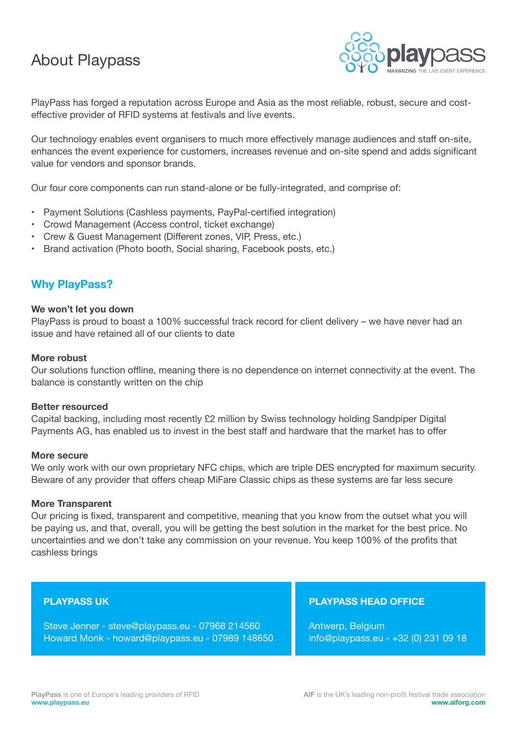# About Playpass

playpass
MAXIMIZING THE LIVE EVENT EXPERIENCE

PlayPass has forged a reputation across Europe and Asia as the most reliable, robust, secure and cost-effective provider of RFID systems at festivals and live events.

Our technology enables event organisers to much more effectively manage audiences and staff on-site, enhances the event experience for customers, increases revenue and on-site spend and adds significant value for vendors and sponsor brands.

Our four core components can run stand-alone or be fully-integrated, and comprise of:

- Payment Solutions (Cashless payments, PayPal-certified integration)
- Crowd Management (Access control, ticket exchange)
- Crew & Guest Management (Different zones, VIP, Press, etc.)
- Brand activation (Photo booth, Social sharing, Facebook posts, etc.)

## Why PlayPass?

**We won't let you down**
PlayPass is proud to boast a 100% successful track record for client delivery – we have never had an issue and have retained all of our clients to date

**More robust**
Our solutions function offline, meaning there is no dependence on internet connectivity at the event. The balance is constantly written on the chip

**Better resourced**
Capital backing, including most recently £2 million by Swiss technology holding Sandpiper Digital Payments AG, has enabled us to invest in the best staff and hardware that the market has to offer

**More secure**
We only work with our own proprietary NFC chips, which are triple DES encrypted for maximum security. Beware of any provider that offers cheap MiFare Classic chips as these systems are far less secure

**More Transparent**
Our pricing is fixed, transparent and competitive, meaning that you know from the outset what you will be paying us, and that, overall, you will be getting the best solution in the market for the best price. No uncertainties and we don't take any commission on your revenue. You keep 100% of the profits that cashless brings

**PLAYPASS UK**

Steve Jenner - steve@playpass.eu - 07968 214560
Howard Monk - howard@playpass.eu - 07989 148650

**PLAYPASS HEAD OFFICE**

Antwerp, Belgium
info@playpass.eu - +32 (0) 231 09 18

**PlayPass** is one of Europe's leading providers of RFID
www.playpass.eu

**AIF** is the UK's leading non-profit festival trade association
www.aiforg.com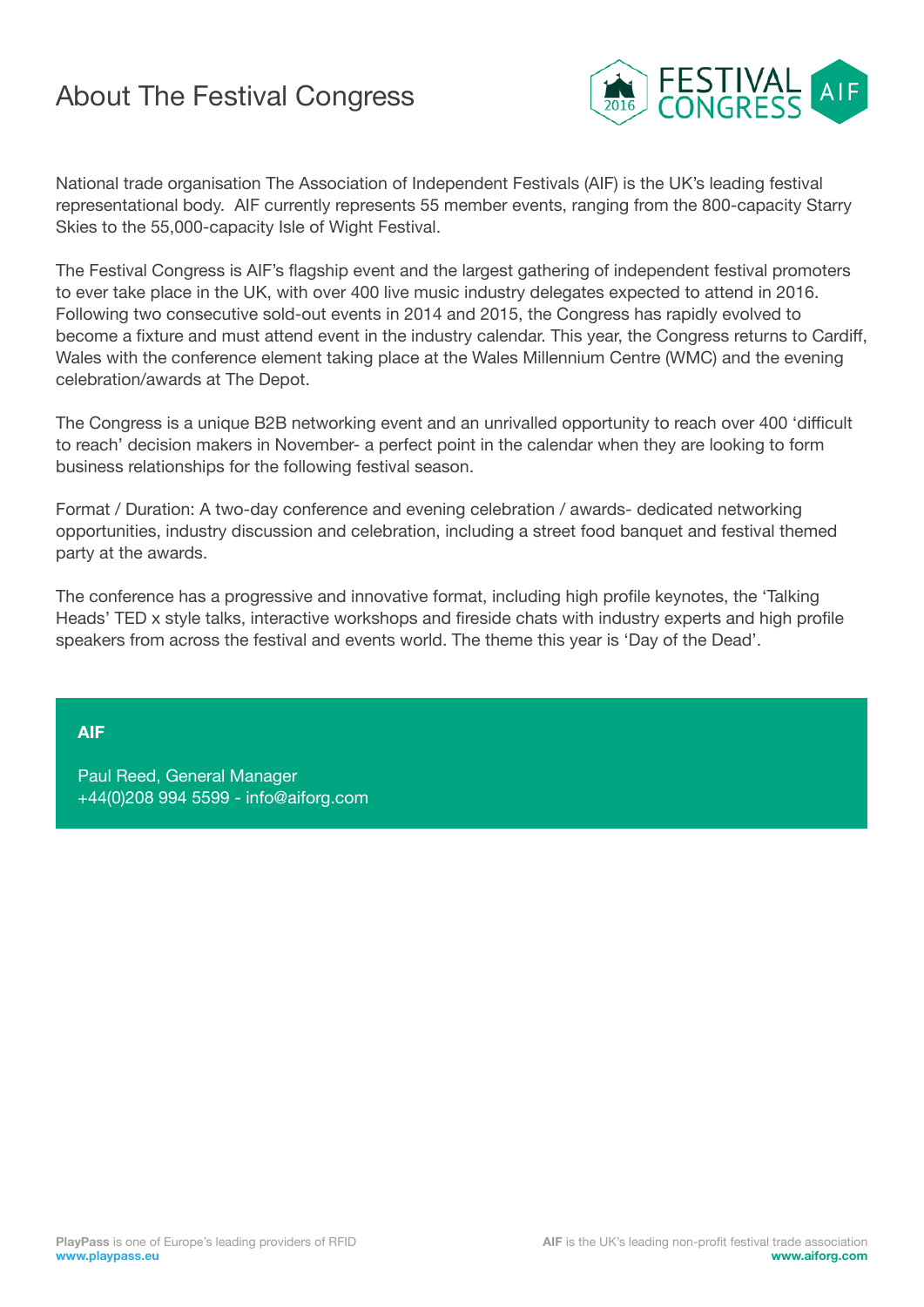# About The Festival Congress

National trade organisation The Association of Independent Festivals (AIF) is the UK's leading festival representational body.  AIF currently represents 55 member events, ranging from the 800-capacity Starry Skies to the 55,000-capacity Isle of Wight Festival.

The Festival Congress is AIF's flagship event and the largest gathering of independent festival promoters to ever take place in the UK, with over 400 live music industry delegates expected to attend in 2016. Following two consecutive sold-out events in 2014 and 2015, the Congress has rapidly evolved to become a fixture and must attend event in the industry calendar. This year, the Congress returns to Cardiff, Wales with the conference element taking place at the Wales Millennium Centre (WMC) and the evening celebration/awards at The Depot.

The Congress is a unique B2B networking event and an unrivalled opportunity to reach over 400 'difficult to reach' decision makers in November- a perfect point in the calendar when they are looking to form business relationships for the following festival season.

Format / Duration: A two-day conference and evening celebration / awards- dedicated networking opportunities, industry discussion and celebration, including a street food banquet and festival themed party at the awards.

The conference has a progressive and innovative format, including high profile keynotes, the 'Talking Heads' TED x style talks, interactive workshops and fireside chats with industry experts and high profile speakers from across the festival and events world. The theme this year is 'Day of the Dead'.

**AIF**

Paul Reed, General Manager
+44(0)208 994 5599 - info@aiforg.com

**PlayPass** is one of Europe's leading providers of RFID
**www.playpass.eu**

**AIF** is the UK's leading non-profit festival trade association
**www.aiforg.com**